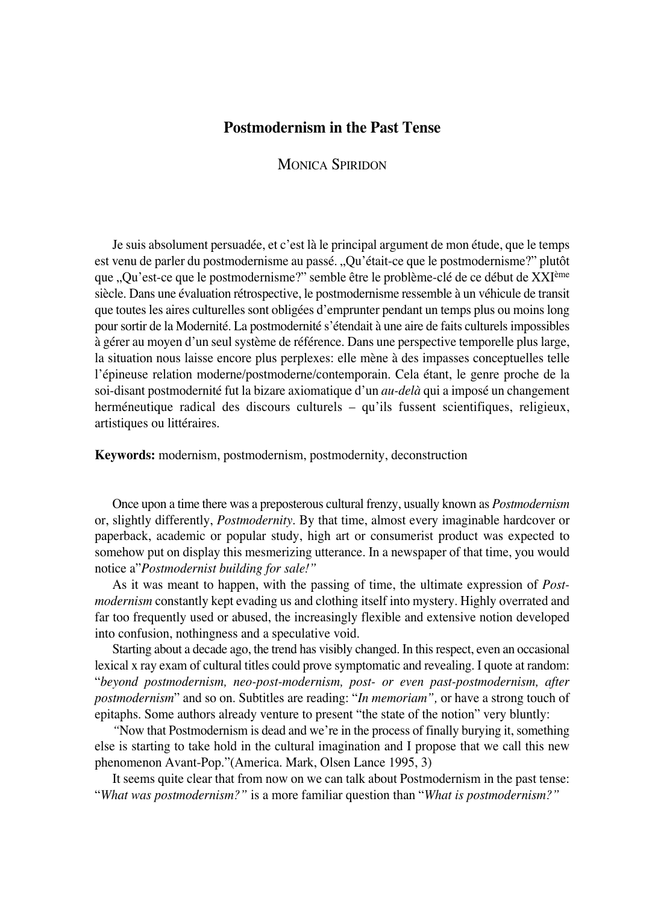# Postmodernism in the Past Tense

MONICA SPIRIDON

Je suis absolument persuadée, et c'est là le principal argument de mon étude, que le temps est venu de parler du postmodernisme au passé. „Qu'était-ce que le postmodernisme?" plutôt que „Qu'est-ce que le postmodernisme?" semble être le problème-clé de ce début de XXI[ème] siècle. Dans une évaluation rétrospective, le postmodernisme ressemble à un véhicule de transit que toutes les aires culturelles sont obligées d'emprunter pendant un temps plus ou moins long pour sortir de la Modernité. La postmodernité s'étendait à une aire de faits culturels impossibles à gérer au moyen d'un seul système de référence. Dans une perspective temporelle plus large, la situation nous laisse encore plus perplexes: elle mène à des impasses conceptuelles telle l'épineuse relation moderne/postmoderne/contemporain. Cela étant, le genre proche de la soi-disant postmodernité fut la bizare axiomatique d'un *au-delà* qui a imposé un changement herméneutique radical des discours culturels – qu'ils fussent scientifiques, religieux, artistiques ou littéraires.

**Keywords:** modernism, postmodernism, postmodernity, deconstruction

Once upon a time there was a preposterous cultural frenzy, usually known as *Postmodernism* or, slightly differently, *Postmodernity*. By that time, almost every imaginable hardcover or paperback, academic or popular study, high art or consumerist product was expected to somehow put on display this mesmerizing utterance. In a newspaper of that time, you would notice a"*Postmodernist building for sale!"*

As it was meant to happen, with the passing of time, the ultimate expression of *Postmodernism* constantly kept evading us and clothing itself into mystery. Highly overrated and far too frequently used or abused, the increasingly flexible and extensive notion developed into confusion, nothingness and a speculative void.

Starting about a decade ago, the trend has visibly changed. In this respect, even an occasional lexical x ray exam of cultural titles could prove symptomatic and revealing. I quote at random: "*beyond postmodernism, neo-post-modernism, post- or even past-postmodernism, after postmodernism*" and so on. Subtitles are reading: "*In memoriam",* or have a strong touch of epitaphs. Some authors already venture to present "the state of the notion" very bluntly:

*"*Now that Postmodernism is dead and we're in the process of finally burying it, something else is starting to take hold in the cultural imagination and I propose that we call this new phenomenon Avant-Pop."(America. Mark, Olsen Lance 1995, 3)

It seems quite clear that from now on we can talk about Postmodernism in the past tense: "*What was postmodernism?"* is a more familiar question than "*What is postmodernism?"*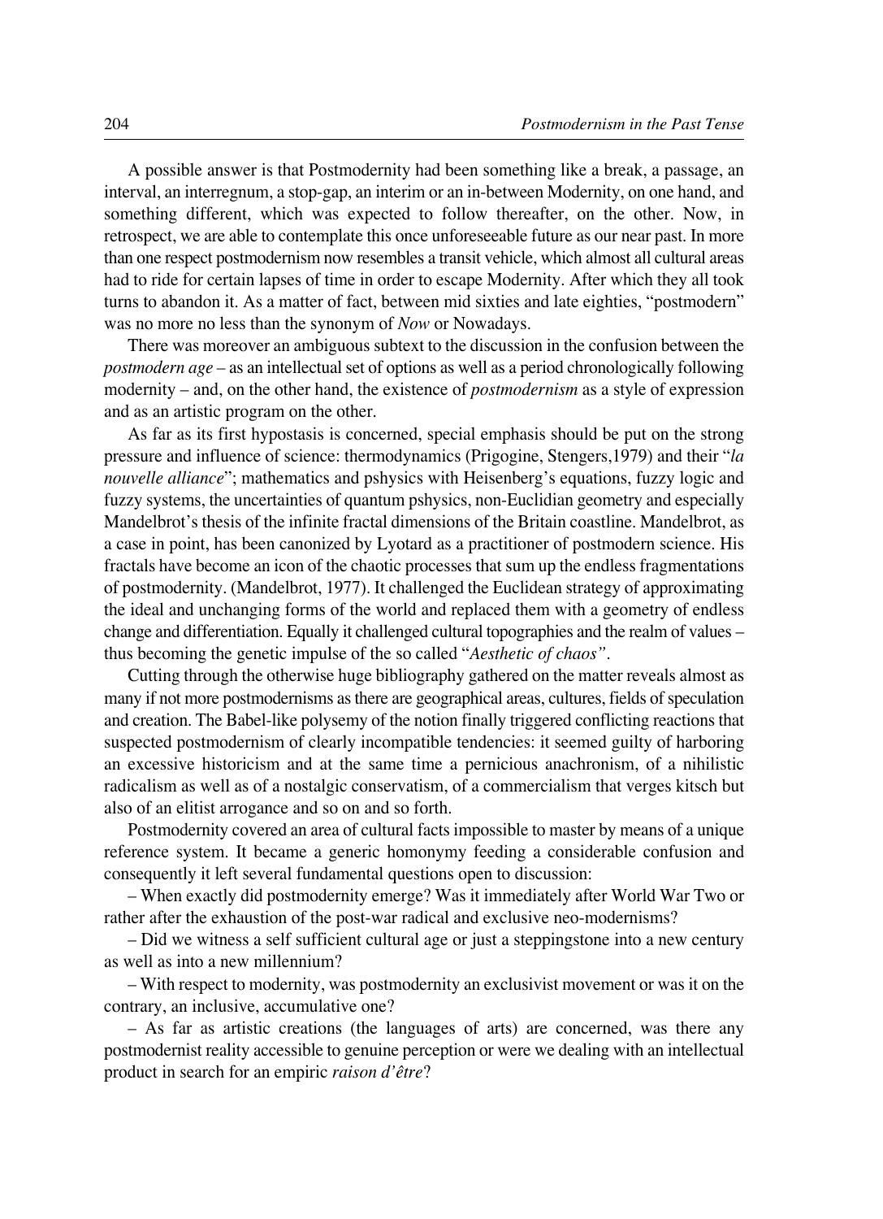A possible answer is that Postmodernity had been something like a break, a passage, an interval, an interregnum, a stop-gap, an interim or an in-between Modernity, on one hand, and something different, which was expected to follow thereafter, on the other. Now, in retrospect, we are able to contemplate this once unforeseeable future as our near past. In more than one respect postmodernism now resembles a transit vehicle, which almost all cultural areas had to ride for certain lapses of time in order to escape Modernity. After which they all took turns to abandon it. As a matter of fact, between mid sixties and late eighties, "postmodern" was no more no less than the synonym of *Now* or Nowadays.

There was moreover an ambiguous subtext to the discussion in the confusion between the *postmodern age* – as an intellectual set of options as well as a period chronologically following modernity – and, on the other hand, the existence of *postmodernism* as a style of expression and as an artistic program on the other.

As far as its first hypostasis is concerned, special emphasis should be put on the strong pressure and influence of science: thermodynamics (Prigogine, Stengers,1979) and their "*la nouvelle alliance*"; mathematics and pshysics with Heisenberg's equations, fuzzy logic and fuzzy systems, the uncertainties of quantum pshysics, non-Euclidian geometry and especially Mandelbrot's thesis of the infinite fractal dimensions of the Britain coastline. Mandelbrot, as a case in point, has been canonized by Lyotard as a practitioner of postmodern science. His fractals have become an icon of the chaotic processes that sum up the endless fragmentations of postmodernity. (Mandelbrot, 1977). It challenged the Euclidean strategy of approximating the ideal and unchanging forms of the world and replaced them with a geometry of endless change and differentiation. Equally it challenged cultural topographies and the realm of values – thus becoming the genetic impulse of the so called "*Aesthetic of chaos"*.

Cutting through the otherwise huge bibliography gathered on the matter reveals almost as many if not more postmodernisms as there are geographical areas, cultures, fields of speculation and creation. The Babel-like polysemy of the notion finally triggered conflicting reactions that suspected postmodernism of clearly incompatible tendencies: it seemed guilty of harboring an excessive historicism and at the same time a pernicious anachronism, of a nihilistic radicalism as well as of a nostalgic conservatism, of a commercialism that verges kitsch but also of an elitist arrogance and so on and so forth.

Postmodernity covered an area of cultural facts impossible to master by means of a unique reference system. It became a generic homonymy feeding a considerable confusion and consequently it left several fundamental questions open to discussion:

– When exactly did postmodernity emerge? Was it immediately after World War Two or rather after the exhaustion of the post-war radical and exclusive neo-modernisms?

– Did we witness a self sufficient cultural age or just a steppingstone into a new century as well as into a new millennium?

– With respect to modernity, was postmodernity an exclusivist movement or was it on the contrary, an inclusive, accumulative one?

– As far as artistic creations (the languages of arts) are concerned, was there any postmodernist reality accessible to genuine perception or were we dealing with an intellectual product in search for an empiric *raison d'être*?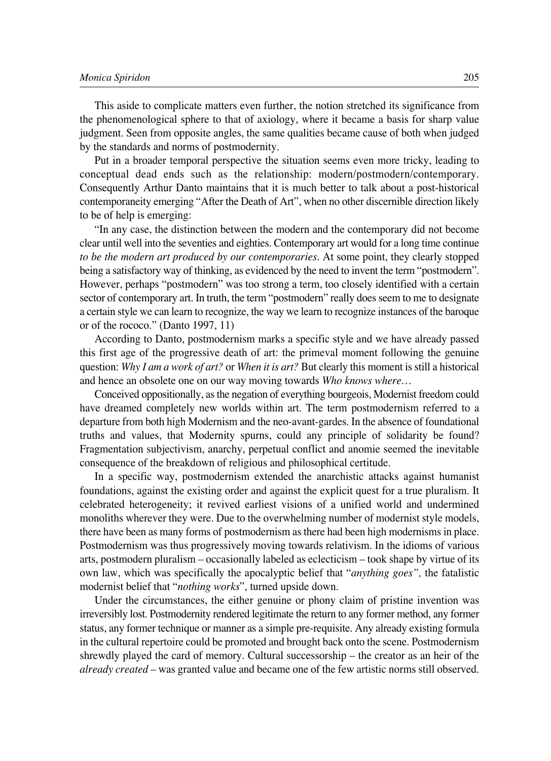This aside to complicate matters even further, the notion stretched its significance from the phenomenological sphere to that of axiology, where it became a basis for sharp value judgment. Seen from opposite angles, the same qualities became cause of both when judged by the standards and norms of postmodernity.

Put in a broader temporal perspective the situation seems even more tricky, leading to conceptual dead ends such as the relationship: modern/postmodern/contemporary. Consequently Arthur Danto maintains that it is much better to talk about a post-historical contemporaneity emerging "After the Death of Art", when no other discernible direction likely to be of help is emerging:

"In any case, the distinction between the modern and the contemporary did not become clear until well into the seventies and eighties. Contemporary art would for a long time continue *to be the modern art produced by our contemporaries*. At some point, they clearly stopped being a satisfactory way of thinking, as evidenced by the need to invent the term "postmodern". However, perhaps "postmodern" was too strong a term, too closely identified with a certain sector of contemporary art. In truth, the term "postmodern" really does seem to me to designate a certain style we can learn to recognize, the way we learn to recognize instances of the baroque or of the rococo." (Danto 1997, 11)

According to Danto, postmodernism marks a specific style and we have already passed this first age of the progressive death of art: the primeval moment following the genuine question: *Why I am a work of art?* or *When it is art?* But clearly this moment is still a historical and hence an obsolete one on our way moving towards *Who knows where*…

Conceived oppositionally, as the negation of everything bourgeois, Modernist freedom could have dreamed completely new worlds within art. The term postmodernism referred to a departure from both high Modernism and the neo-avant-gardes. In the absence of foundational truths and values, that Modernity spurns, could any principle of solidarity be found? Fragmentation subjectivism, anarchy, perpetual conflict and anomie seemed the inevitable consequence of the breakdown of religious and philosophical certitude.

In a specific way, postmodernism extended the anarchistic attacks against humanist foundations, against the existing order and against the explicit quest for a true pluralism. It celebrated heterogeneity; it revived earliest visions of a unified world and undermined monoliths wherever they were. Due to the overwhelming number of modernist style models, there have been as many forms of postmodernism as there had been high modernisms in place. Postmodernism was thus progressively moving towards relativism. In the idioms of various arts, postmodern pluralism – occasionally labeled as eclecticism – took shape by virtue of its own law, which was specifically the apocalyptic belief that "*anything goes",* the fatalistic modernist belief that "*nothing works*", turned upside down.

Under the circumstances, the either genuine or phony claim of pristine invention was irreversibly lost. Postmodernity rendered legitimate the return to any former method, any former status, any former technique or manner as a simple pre-requisite. Any already existing formula in the cultural repertoire could be promoted and brought back onto the scene. Postmodernism shrewdly played the card of memory. Cultural successorship – the creator as an heir of the *already created* – was granted value and became one of the few artistic norms still observed.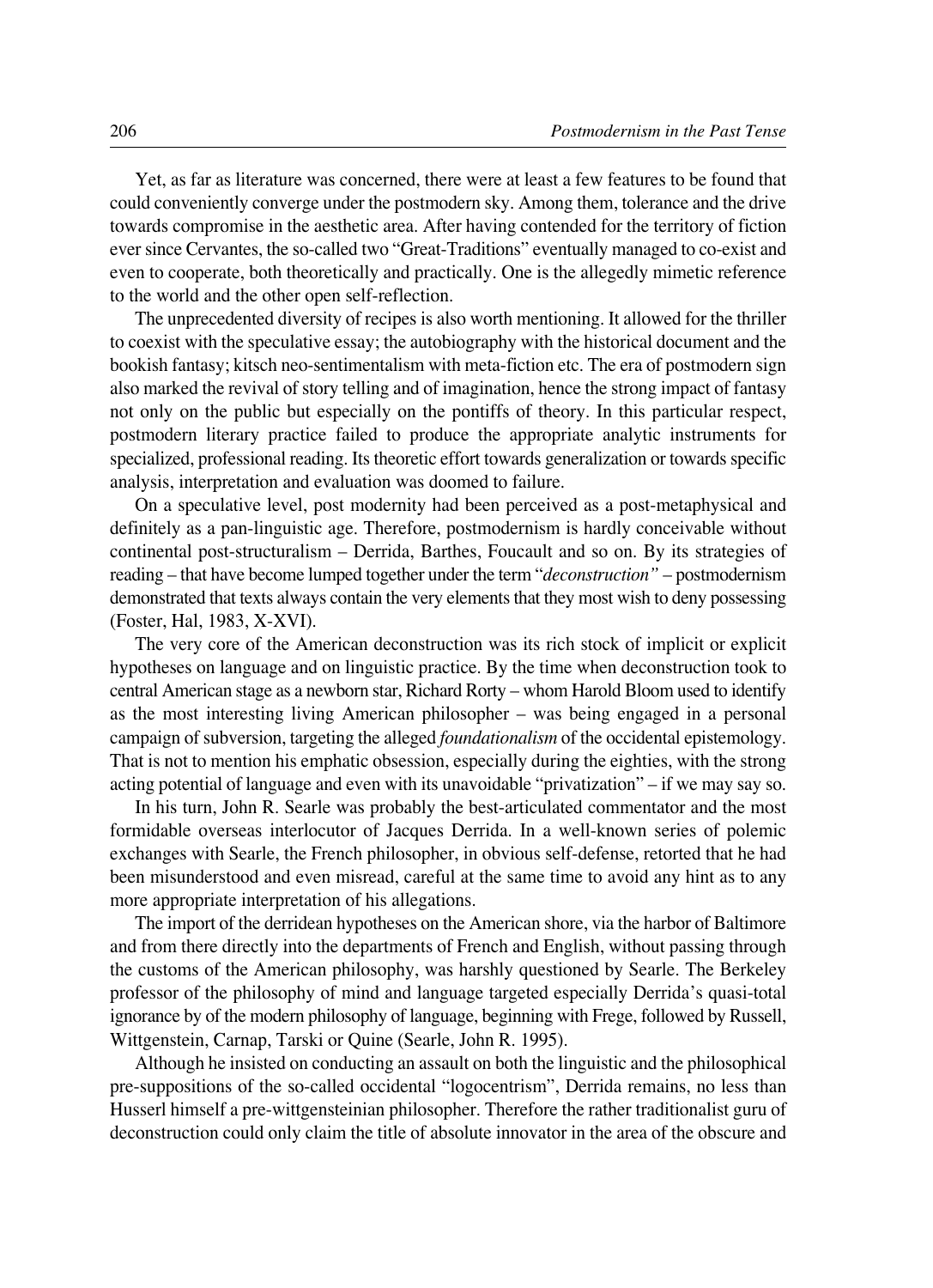Yet, as far as literature was concerned, there were at least a few features to be found that could conveniently converge under the postmodern sky. Among them, tolerance and the drive towards compromise in the aesthetic area. After having contended for the territory of fiction ever since Cervantes, the so-called two "Great-Traditions" eventually managed to co-exist and even to cooperate, both theoretically and practically. One is the allegedly mimetic reference to the world and the other open self-reflection.

The unprecedented diversity of recipes is also worth mentioning. It allowed for the thriller to coexist with the speculative essay; the autobiography with the historical document and the bookish fantasy; kitsch neo-sentimentalism with meta-fiction etc. The era of postmodern sign also marked the revival of story telling and of imagination, hence the strong impact of fantasy not only on the public but especially on the pontiffs of theory. In this particular respect, postmodern literary practice failed to produce the appropriate analytic instruments for specialized, professional reading. Its theoretic effort towards generalization or towards specific analysis, interpretation and evaluation was doomed to failure.

On a speculative level, post modernity had been perceived as a post-metaphysical and definitely as a pan-linguistic age. Therefore, postmodernism is hardly conceivable without continental post-structuralism – Derrida, Barthes, Foucault and so on. By its strategies of reading – that have become lumped together under the term "*deconstruction"* – postmodernism demonstrated that texts always contain the very elements that they most wish to deny possessing (Foster, Hal, 1983, X-XVI).

The very core of the American deconstruction was its rich stock of implicit or explicit hypotheses on language and on linguistic practice. By the time when deconstruction took to central American stage as a newborn star, Richard Rorty – whom Harold Bloom used to identify as the most interesting living American philosopher – was being engaged in a personal campaign of subversion, targeting the alleged *foundationalism* of the occidental epistemology. That is not to mention his emphatic obsession, especially during the eighties, with the strong acting potential of language and even with its unavoidable "privatization" – if we may say so.

In his turn, John R. Searle was probably the best-articulated commentator and the most formidable overseas interlocutor of Jacques Derrida. In a well-known series of polemic exchanges with Searle, the French philosopher, in obvious self-defense, retorted that he had been misunderstood and even misread, careful at the same time to avoid any hint as to any more appropriate interpretation of his allegations.

The import of the derridean hypotheses on the American shore, via the harbor of Baltimore and from there directly into the departments of French and English, without passing through the customs of the American philosophy, was harshly questioned by Searle. The Berkeley professor of the philosophy of mind and language targeted especially Derrida's quasi-total ignorance by of the modern philosophy of language, beginning with Frege, followed by Russell, Wittgenstein, Carnap, Tarski or Quine (Searle, John R. 1995).

Although he insisted on conducting an assault on both the linguistic and the philosophical pre-suppositions of the so-called occidental "logocentrism", Derrida remains, no less than Husserl himself a pre-wittgensteinian philosopher. Therefore the rather traditionalist guru of deconstruction could only claim the title of absolute innovator in the area of the obscure and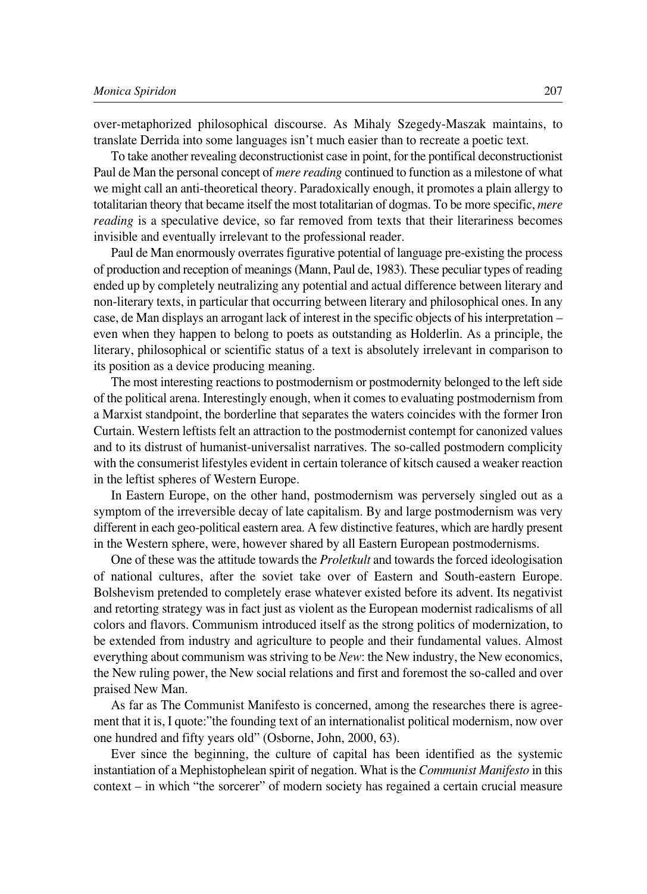over-metaphorized philosophical discourse. As Mihaly Szegedy-Maszak maintains, to translate Derrida into some languages isn't much easier than to recreate a poetic text.

To take another revealing deconstructionist case in point, for the pontifical deconstructionist Paul de Man the personal concept of *mere reading* continued to function as a milestone of what we might call an anti-theoretical theory. Paradoxically enough, it promotes a plain allergy to totalitarian theory that became itself the most totalitarian of dogmas. To be more specific, *mere reading* is a speculative device, so far removed from texts that their literariness becomes invisible and eventually irrelevant to the professional reader.

Paul de Man enormously overrates figurative potential of language pre-existing the process of production and reception of meanings (Mann, Paul de, 1983). These peculiar types of reading ended up by completely neutralizing any potential and actual difference between literary and non-literary texts, in particular that occurring between literary and philosophical ones. In any case, de Man displays an arrogant lack of interest in the specific objects of his interpretation – even when they happen to belong to poets as outstanding as Holderlin. As a principle, the literary, philosophical or scientific status of a text is absolutely irrelevant in comparison to its position as a device producing meaning.

The most interesting reactions to postmodernism or postmodernity belonged to the left side of the political arena. Interestingly enough, when it comes to evaluating postmodernism from a Marxist standpoint, the borderline that separates the waters coincides with the former Iron Curtain. Western leftists felt an attraction to the postmodernist contempt for canonized values and to its distrust of humanist-universalist narratives. The so-called postmodern complicity with the consumerist lifestyles evident in certain tolerance of kitsch caused a weaker reaction in the leftist spheres of Western Europe.

In Eastern Europe, on the other hand, postmodernism was perversely singled out as a symptom of the irreversible decay of late capitalism. By and large postmodernism was very different in each geo-political eastern area. A few distinctive features, which are hardly present in the Western sphere, were, however shared by all Eastern European postmodernisms.

One of these was the attitude towards the *Proletkult* and towards the forced ideologisation of national cultures, after the soviet take over of Eastern and South-eastern Europe. Bolshevism pretended to completely erase whatever existed before its advent. Its negativist and retorting strategy was in fact just as violent as the European modernist radicalisms of all colors and flavors. Communism introduced itself as the strong politics of modernization, to be extended from industry and agriculture to people and their fundamental values. Almost everything about communism was striving to be *New*: the New industry, the New economics, the New ruling power, the New social relations and first and foremost the so-called and over praised New Man.

As far as The Communist Manifesto is concerned, among the researches there is agreement that it is, I quote:"the founding text of an internationalist political modernism, now over one hundred and fifty years old" (Osborne, John, 2000, 63).

Ever since the beginning, the culture of capital has been identified as the systemic instantiation of a Mephistophelean spirit of negation. What is the *Communist Manifesto* in this context – in which "the sorcerer" of modern society has regained a certain crucial measure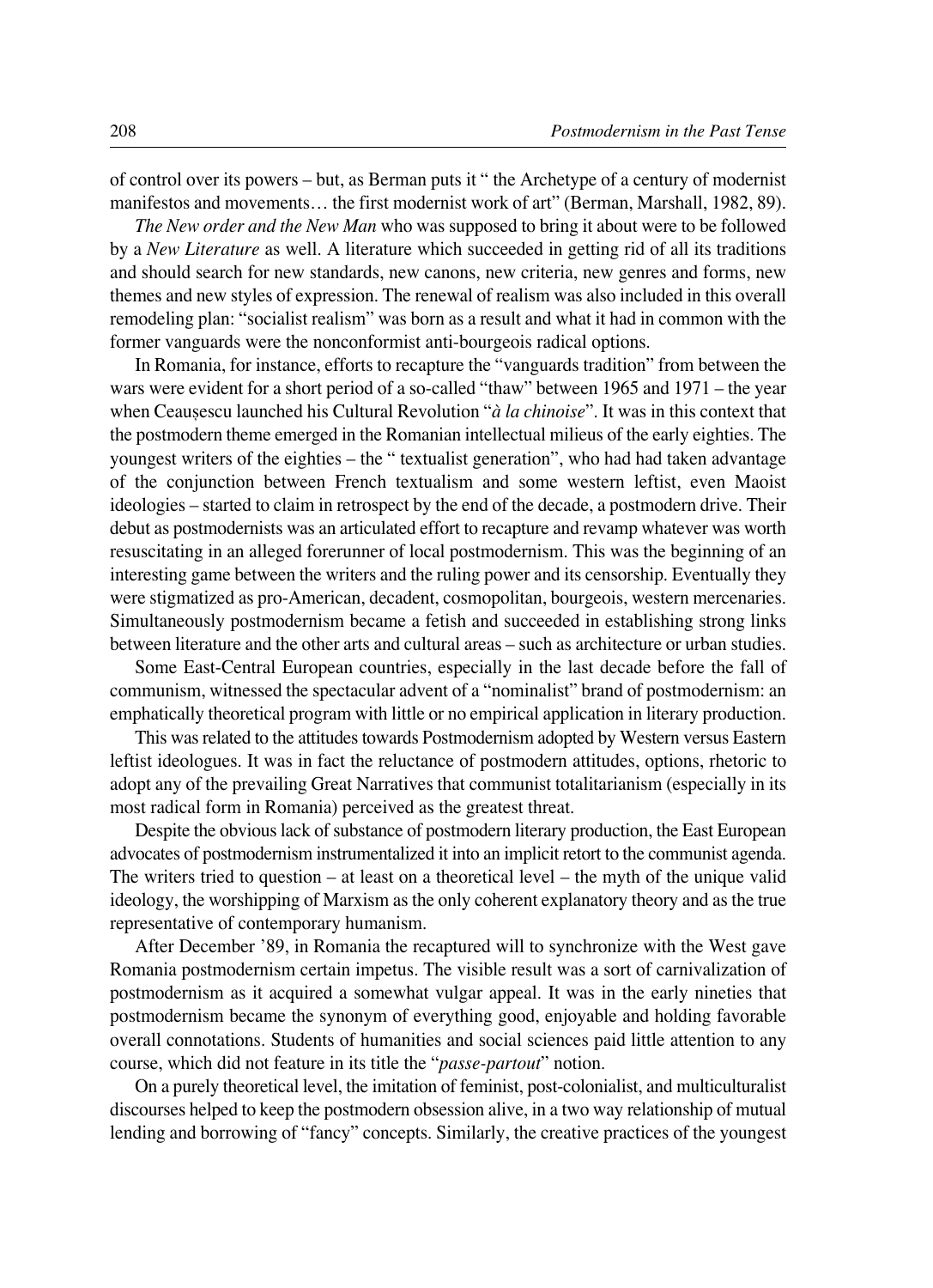of control over its powers – but, as Berman puts it " the Archetype of a century of modernist manifestos and movements… the first modernist work of art" (Berman, Marshall, 1982, 89).

*The New order and the New Man* who was supposed to bring it about were to be followed by a *New Literature* as well. A literature which succeeded in getting rid of all its traditions and should search for new standards, new canons, new criteria, new genres and forms, new themes and new styles of expression. The renewal of realism was also included in this overall remodeling plan: "socialist realism" was born as a result and what it had in common with the former vanguards were the nonconformist anti-bourgeois radical options.

In Romania, for instance, efforts to recapture the "vanguards tradition" from between the wars were evident for a short period of a so-called "thaw" between 1965 and 1971 – the year when Ceaușescu launched his Cultural Revolution "*à la chinoise*". It was in this context that the postmodern theme emerged in the Romanian intellectual milieus of the early eighties. The youngest writers of the eighties – the " textualist generation", who had had taken advantage of the conjunction between French textualism and some western leftist, even Maoist ideologies – started to claim in retrospect by the end of the decade, a postmodern drive. Their debut as postmodernists was an articulated effort to recapture and revamp whatever was worth resuscitating in an alleged forerunner of local postmodernism. This was the beginning of an interesting game between the writers and the ruling power and its censorship. Eventually they were stigmatized as pro-American, decadent, cosmopolitan, bourgeois, western mercenaries. Simultaneously postmodernism became a fetish and succeeded in establishing strong links between literature and the other arts and cultural areas – such as architecture or urban studies.

Some East-Central European countries, especially in the last decade before the fall of communism, witnessed the spectacular advent of a "nominalist" brand of postmodernism: an emphatically theoretical program with little or no empirical application in literary production.

This was related to the attitudes towards Postmodernism adopted by Western versus Eastern leftist ideologues. It was in fact the reluctance of postmodern attitudes, options, rhetoric to adopt any of the prevailing Great Narratives that communist totalitarianism (especially in its most radical form in Romania) perceived as the greatest threat.

Despite the obvious lack of substance of postmodern literary production, the East European advocates of postmodernism instrumentalized it into an implicit retort to the communist agenda. The writers tried to question – at least on a theoretical level – the myth of the unique valid ideology, the worshipping of Marxism as the only coherent explanatory theory and as the true representative of contemporary humanism.

After December '89, in Romania the recaptured will to synchronize with the West gave Romania postmodernism certain impetus. The visible result was a sort of carnivalization of postmodernism as it acquired a somewhat vulgar appeal. It was in the early nineties that postmodernism became the synonym of everything good, enjoyable and holding favorable overall connotations. Students of humanities and social sciences paid little attention to any course, which did not feature in its title the "*passe-partout*" notion.

On a purely theoretical level, the imitation of feminist, post-colonialist, and multiculturalist discourses helped to keep the postmodern obsession alive, in a two way relationship of mutual lending and borrowing of "fancy" concepts. Similarly, the creative practices of the youngest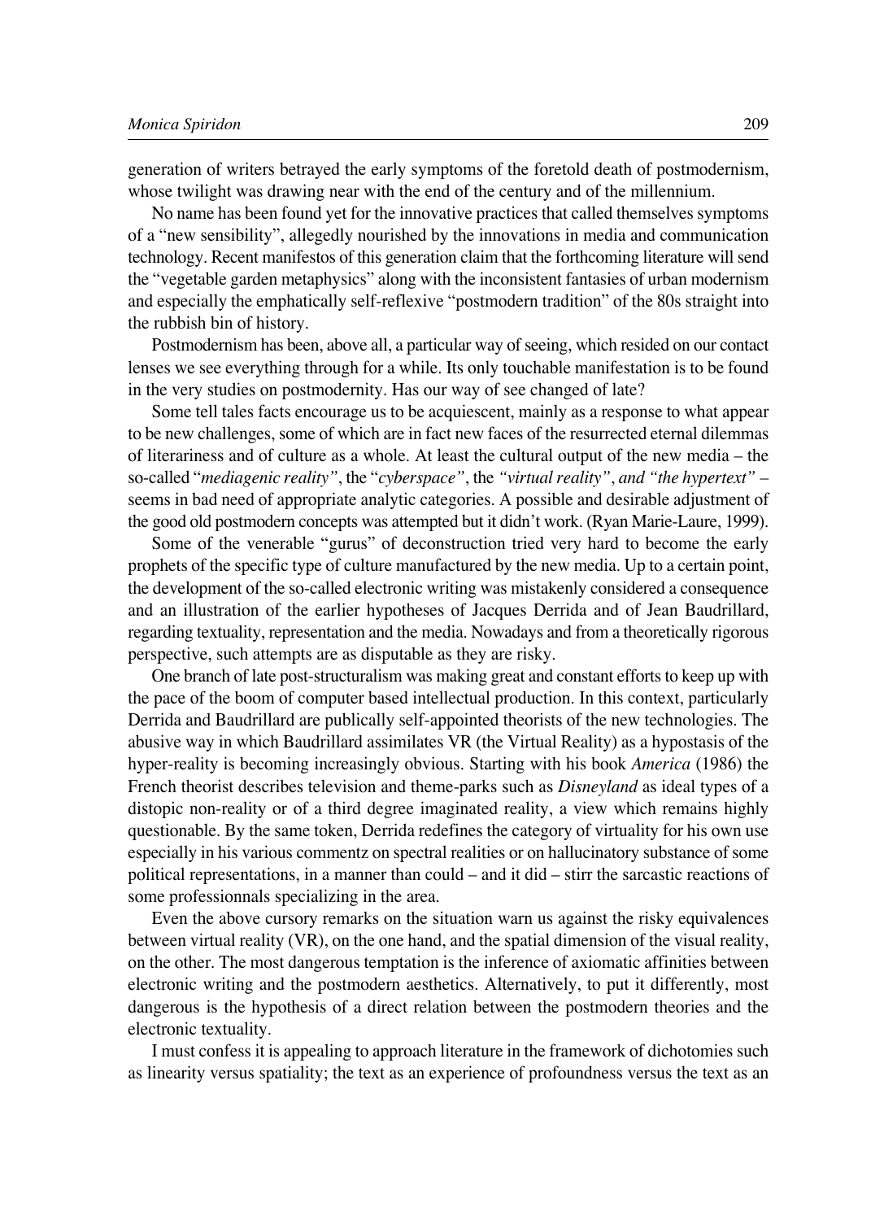generation of writers betrayed the early symptoms of the foretold death of postmodernism, whose twilight was drawing near with the end of the century and of the millennium.

No name has been found yet for the innovative practices that called themselves symptoms of a "new sensibility", allegedly nourished by the innovations in media and communication technology. Recent manifestos of this generation claim that the forthcoming literature will send the "vegetable garden metaphysics" along with the inconsistent fantasies of urban modernism and especially the emphatically self-reflexive "postmodern tradition" of the 80s straight into the rubbish bin of history.

Postmodernism has been, above all, a particular way of seeing, which resided on our contact lenses we see everything through for a while. Its only touchable manifestation is to be found in the very studies on postmodernity. Has our way of see changed of late?

Some tell tales facts encourage us to be acquiescent, mainly as a response to what appear to be new challenges, some of which are in fact new faces of the resurrected eternal dilemmas of literariness and of culture as a whole. At least the cultural output of the new media – the so-called "*mediagenic reality"*, the "*cyberspace"*, the *"virtual reality"*, *and "the hypertext"* – seems in bad need of appropriate analytic categories. A possible and desirable adjustment of the good old postmodern concepts was attempted but it didn't work. (Ryan Marie-Laure, 1999).

Some of the venerable "gurus" of deconstruction tried very hard to become the early prophets of the specific type of culture manufactured by the new media. Up to a certain point, the development of the so-called electronic writing was mistakenly considered a consequence and an illustration of the earlier hypotheses of Jacques Derrida and of Jean Baudrillard, regarding textuality, representation and the media. Nowadays and from a theoretically rigorous perspective, such attempts are as disputable as they are risky.

One branch of late post-structuralism was making great and constant efforts to keep up with the pace of the boom of computer based intellectual production. In this context, particularly Derrida and Baudrillard are publically self-appointed theorists of the new technologies. The abusive way in which Baudrillard assimilates VR (the Virtual Reality) as a hypostasis of the hyper-reality is becoming increasingly obvious. Starting with his book *America* (1986) the French theorist describes television and theme-parks such as *Disneyland* as ideal types of a distopic non-reality or of a third degree imaginated reality, a view which remains highly questionable. By the same token, Derrida redefines the category of virtuality for his own use especially in his various commentz on spectral realities or on hallucinatory substance of some political representations, in a manner than could – and it did – stirr the sarcastic reactions of some professionnals specializing in the area.

Even the above cursory remarks on the situation warn us against the risky equivalences between virtual reality (VR), on the one hand, and the spatial dimension of the visual reality, on the other. The most dangerous temptation is the inference of axiomatic affinities between electronic writing and the postmodern aesthetics. Alternatively, to put it differently, most dangerous is the hypothesis of a direct relation between the postmodern theories and the electronic textuality.

I must confess it is appealing to approach literature in the framework of dichotomies such as linearity versus spatiality; the text as an experience of profoundness versus the text as an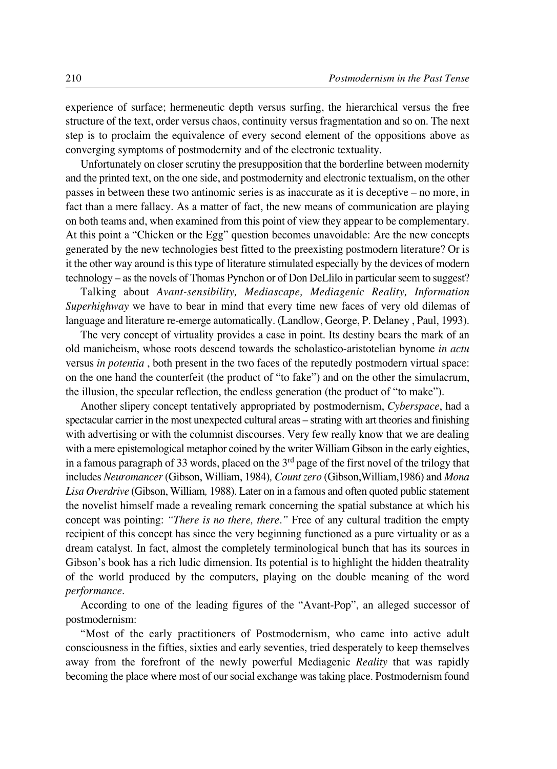experience of surface; hermeneutic depth versus surfing, the hierarchical versus the free structure of the text, order versus chaos, continuity versus fragmentation and so on. The next step is to proclaim the equivalence of every second element of the oppositions above as converging symptoms of postmodernity and of the electronic textuality.

Unfortunately on closer scrutiny the presupposition that the borderline between modernity and the printed text, on the one side, and postmodernity and electronic textualism, on the other passes in between these two antinomic series is as inaccurate as it is deceptive – no more, in fact than a mere fallacy. As a matter of fact, the new means of communication are playing on both teams and, when examined from this point of view they appear to be complementary. At this point a "Chicken or the Egg" question becomes unavoidable: Are the new concepts generated by the new technologies best fitted to the preexisting postmodern literature? Or is it the other way around is this type of literature stimulated especially by the devices of modern technology – as the novels of Thomas Pynchon or of Don DeLlilo in particular seem to suggest?

Talking about *Avant-sensibility, Mediascape, Mediagenic Reality, Information Superhighway* we have to bear in mind that every time new faces of very old dilemas of language and literature re-emerge automatically. (Landlow, George, P. Delaney , Paul, 1993).

The very concept of virtuality provides a case in point. Its destiny bears the mark of an old manicheism, whose roots descend towards the scholastico-aristotelian bynome *in actu* versus *in potentia* , both present in the two faces of the reputedly postmodern virtual space: on the one hand the counterfeit (the product of "to fake") and on the other the simulacrum, the illusion, the specular reflection, the endless generation (the product of "to make").

Another slipery concept tentatively appropriated by postmodernism, *Cyberspace*, had a spectacular carrier in the most unexpected cultural areas – strating with art theories and finishing with advertising or with the columnist discourses. Very few really know that we are dealing with a mere epistemological metaphor coined by the writer William Gibson in the early eighties, in a famous paragraph of 33 words, placed on the 3rd page of the first novel of the trilogy that includes *Neuromancer* (Gibson, William, 1984)*, Count zero* (Gibson,William,1986) and *Mona Lisa Overdrive* (Gibson, William*,* 1988). Later on in a famous and often quoted public statement the novelist himself made a revealing remark concerning the spatial substance at which his concept was pointing: *"There is no there, there."* Free of any cultural tradition the empty recipient of this concept has since the very beginning functioned as a pure virtuality or as a dream catalyst. In fact, almost the completely terminological bunch that has its sources in Gibson's book has a rich ludic dimension. Its potential is to highlight the hidden theatrality of the world produced by the computers, playing on the double meaning of the word *performance*.

According to one of the leading figures of the "Avant-Pop", an alleged successor of postmodernism:

"Most of the early practitioners of Postmodernism, who came into active adult consciousness in the fifties, sixties and early seventies, tried desperately to keep themselves away from the forefront of the newly powerful Mediagenic *Reality* that was rapidly becoming the place where most of our social exchange was taking place. Postmodernism found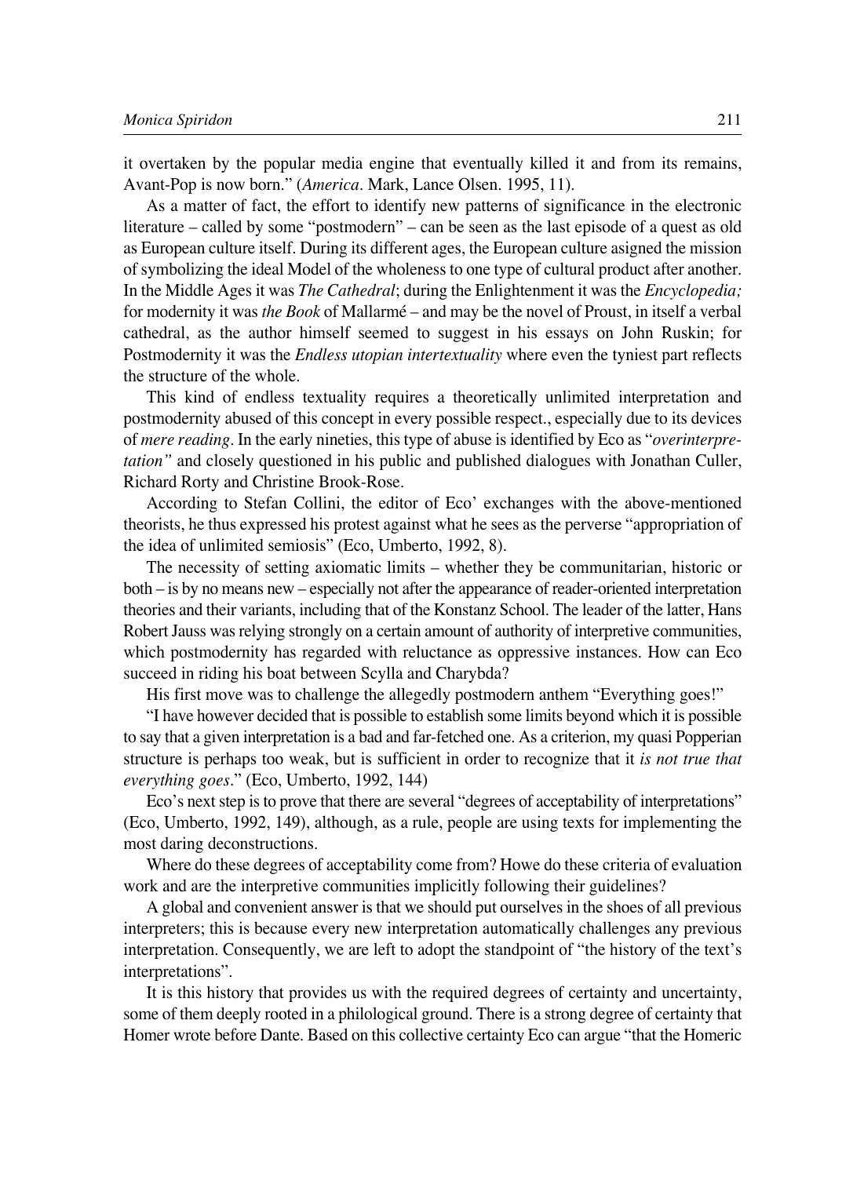it overtaken by the popular media engine that eventually killed it and from its remains, Avant-Pop is now born." (*America*. Mark, Lance Olsen. 1995, 11).

As a matter of fact, the effort to identify new patterns of significance in the electronic literature – called by some "postmodern" – can be seen as the last episode of a quest as old as European culture itself. During its different ages, the European culture asigned the mission of symbolizing the ideal Model of the wholeness to one type of cultural product after another. In the Middle Ages it was *The Cathedral*; during the Enlightenment it was the *Encyclopedia;* for modernity it was *the Book* of Mallarmé – and may be the novel of Proust, in itself a verbal cathedral, as the author himself seemed to suggest in his essays on John Ruskin; for Postmodernity it was the *Endless utopian intertextuality* where even the tyniest part reflects the structure of the whole.

This kind of endless textuality requires a theoretically unlimited interpretation and postmodernity abused of this concept in every possible respect., especially due to its devices of *mere reading*. In the early nineties, this type of abuse is identified by Eco as "*overinterpretation"* and closely questioned in his public and published dialogues with Jonathan Culler, Richard Rorty and Christine Brook-Rose.

According to Stefan Collini, the editor of Eco' exchanges with the above-mentioned theorists, he thus expressed his protest against what he sees as the perverse "appropriation of the idea of unlimited semiosis" (Eco, Umberto, 1992, 8).

The necessity of setting axiomatic limits – whether they be communitarian, historic or both – is by no means new – especially not after the appearance of reader-oriented interpretation theories and their variants, including that of the Konstanz School. The leader of the latter, Hans Robert Jauss was relying strongly on a certain amount of authority of interpretive communities, which postmodernity has regarded with reluctance as oppressive instances. How can Eco succeed in riding his boat between Scylla and Charybda?

His first move was to challenge the allegedly postmodern anthem "Everything goes!"

"I have however decided that is possible to establish some limits beyond which it is possible to say that a given interpretation is a bad and far-fetched one. As a criterion, my quasi Popperian structure is perhaps too weak, but is sufficient in order to recognize that it *is not true that everything goes*." (Eco, Umberto, 1992, 144)

Eco's next step is to prove that there are several "degrees of acceptability of interpretations" (Eco, Umberto, 1992, 149), although, as a rule, people are using texts for implementing the most daring deconstructions.

Where do these degrees of acceptability come from? Howe do these criteria of evaluation work and are the interpretive communities implicitly following their guidelines?

A global and convenient answer is that we should put ourselves in the shoes of all previous interpreters; this is because every new interpretation automatically challenges any previous interpretation. Consequently, we are left to adopt the standpoint of "the history of the text's interpretations".

It is this history that provides us with the required degrees of certainty and uncertainty, some of them deeply rooted in a philological ground. There is a strong degree of certainty that Homer wrote before Dante. Based on this collective certainty Eco can argue "that the Homeric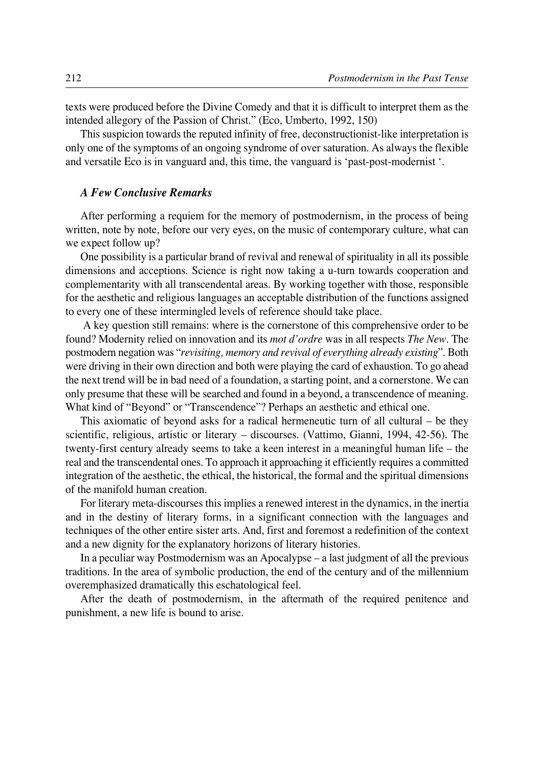texts were produced before the Divine Comedy and that it is difficult to interpret them as the intended allegory of the Passion of Christ." (Eco, Umberto, 1992, 150)

This suspicion towards the reputed infinity of free, deconstructionist-like interpretation is only one of the symptoms of an ongoing syndrome of over saturation. As always the flexible and versatile Eco is in vanguard and, this time, the vanguard is 'past-post-modernist '.

### *A Few Conclusive Remarks*

After performing a requiem for the memory of postmodernism, in the process of being written, note by note, before our very eyes, on the music of contemporary culture, what can we expect follow up?

One possibility is a particular brand of revival and renewal of spirituality in all its possible dimensions and acceptions. Science is right now taking a u-turn towards cooperation and complementarity with all transcendental areas. By working together with those, responsible for the aesthetic and religious languages an acceptable distribution of the functions assigned to every one of these intermingled levels of reference should take place.

A key question still remains: where is the cornerstone of this comprehensive order to be found? Modernity relied on innovation and its *mot d'ordre* was in all respects *The New*. The postmodern negation was "*revisiting, memory and revival of everything already existing*". Both were driving in their own direction and both were playing the card of exhaustion. To go ahead the next trend will be in bad need of a foundation, a starting point, and a cornerstone. We can only presume that these will be searched and found in a beyond, a transcendence of meaning. What kind of "Beyond" or "Transcendence"? Perhaps an aesthetic and ethical one.

This axiomatic of beyond asks for a radical hermeneutic turn of all cultural – be they scientific, religious, artistic or literary – discourses. (Vattimo, Gianni, 1994, 42-56). The twenty-first century already seems to take a keen interest in a meaningful human life – the real and the transcendental ones. To approach it approaching it efficiently requires a committed integration of the aesthetic, the ethical, the historical, the formal and the spiritual dimensions of the manifold human creation.

For literary meta-discourses this implies a renewed interest in the dynamics, in the inertia and in the destiny of literary forms, in a significant connection with the languages and techniques of the other entire sister arts. And, first and foremost a redefinition of the context and a new dignity for the explanatory horizons of literary histories.

In a peculiar way Postmodernism was an Apocalypse – a last judgment of all the previous traditions. In the area of symbolic production, the end of the century and of the millennium overemphasized dramatically this eschatological feel.

After the death of postmodernism, in the aftermath of the required penitence and punishment, a new life is bound to arise.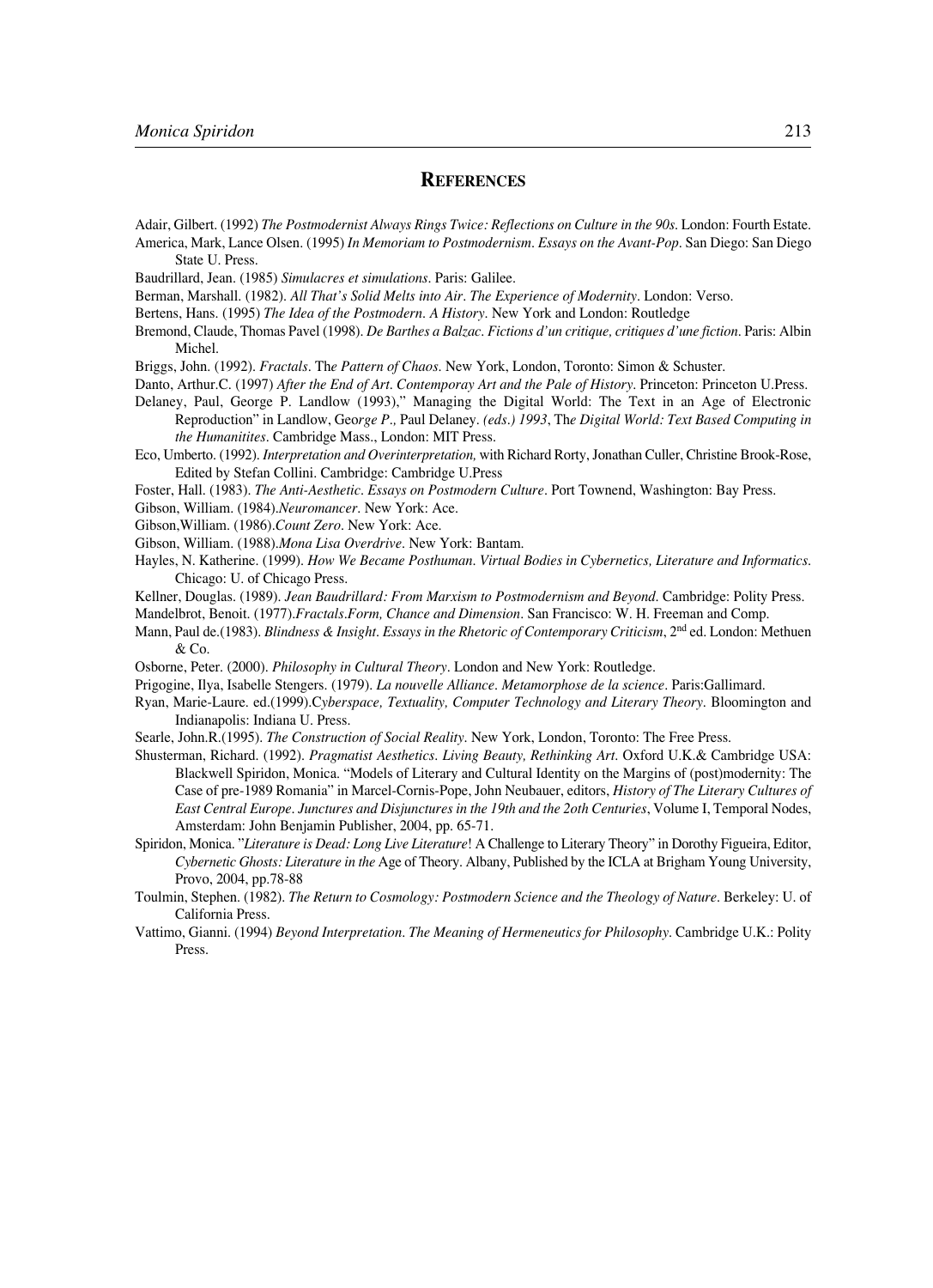## References

Adair, Gilbert. (1992) *The Postmodernist Always Rings Twice: Reflections on Culture in the 90s*. London: Fourth Estate.

America, Mark, Lance Olsen. (1995) *In Memoriam to Postmodernism. Essays on the Avant-Pop*. San Diego: San Diego State U. Press.

Baudrillard, Jean. (1985) *Simulacres et simulations*. Paris: Galilee.

Berman, Marshall. (1982). *All That's Solid Melts into Air. The Experience of Modernity*. London: Verso.

Bertens, Hans. (1995) *The Idea of the Postmodern. A History*. New York and London: Routledge

Bremond, Claude, Thomas Pavel (1998). *De Barthes a Balzac. Fictions d'un critique, critiques d'une fiction*. Paris: Albin Michel.

Briggs, John. (1992). *Fractals. The Pattern of Chaos*. New York, London, Toronto: Simon & Schuster.

Danto, Arthur.C. (1997) *After the End of Art. Contemporay Art and the Pale of History*. Princeton: Princeton U.Press.

Delaney, Paul, George P. Landlow (1993)," Managing the Digital World: The Text in an Age of Electronic Reproduction" in Landlow, *George P.,* Paul Delaney. *(eds.) 1993*, *The Digital World: Text Based Computing in the Humanitites*. Cambridge Mass., London: MIT Press.

Eco, Umberto. (1992). *Interpretation and Overinterpretation,* with Richard Rorty, Jonathan Culler, Christine Brook-Rose, Edited by Stefan Collini. Cambridge: Cambridge U.Press

Foster, Hall. (1983). *The Anti-Aesthetic. Essays on Postmodern Culture*. Port Townend, Washington: Bay Press.

Gibson, William. (1984).*Neuromancer*. New York: Ace.

Gibson,William. (1986).*Count Zero*. New York: Ace.

Gibson, William. (1988).*Mona Lisa Overdrive*. New York: Bantam.

Hayles, N. Katherine. (1999). *How We Became Posthuman. Virtual Bodies in Cybernetics, Literature and Informatics*. Chicago: U. of Chicago Press.

Kellner, Douglas. (1989). *Jean Baudrillard: From Marxism to Postmodernism and Beyond*. Cambridge: Polity Press.

Mandelbrot, Benoit. (1977).*Fractals.Form, Chance and Dimension*. San Francisco: W. H. Freeman and Comp.

Mann, Paul de.(1983). *Blindness & Insight. Essays in the Rhetoric of Contemporary Criticism*, 2nd ed. London: Methuen & Co.

Osborne, Peter. (2000). *Philosophy in Cultural Theory*. London and New York: Routledge.

Prigogine, Ilya, Isabelle Stengers. (1979). *La nouvelle Alliance. Metamorphose de la science*. Paris:Gallimard.

Ryan, Marie-Laure. ed.(1999).*Cyberspace, Textuality, Computer Technology and Literary Theory*. Bloomington and Indianapolis: Indiana U. Press.

Searle, John.R.(1995). *The Construction of Social Reality*. New York, London, Toronto: The Free Press.

Shusterman, Richard. (1992). *Pragmatist Aesthetics. Living Beauty, Rethinking Art*. Oxford U.K.& Cambridge USA: Blackwell Spiridon, Monica. "Models of Literary and Cultural Identity on the Margins of (post)modernity: The Case of pre-1989 Romania" in Marcel-Cornis-Pope, John Neubauer, editors, *History of The Literary Cultures of East Central Europe. Junctures and Disjunctures in the 19th and the 2oth Centuries*, Volume I, Temporal Nodes, Amsterdam: John Benjamin Publisher, 2004, pp. 65-71.

Spiridon, Monica. "*Literature is Dead: Long Live Literature*! A Challenge to Literary Theory" in Dorothy Figueira, Editor, *Cybernetic Ghosts: Literature in the* Age of Theory. Albany, Published by the ICLA at Brigham Young University, Provo, 2004, pp.78-88

Toulmin, Stephen. (1982). *The Return to Cosmology: Postmodern Science and the Theology of Nature*. Berkeley: U. of California Press.

Vattimo, Gianni. (1994) *Beyond Interpretation. The Meaning of Hermeneutics for Philosophy*. Cambridge U.K.: Polity Press.